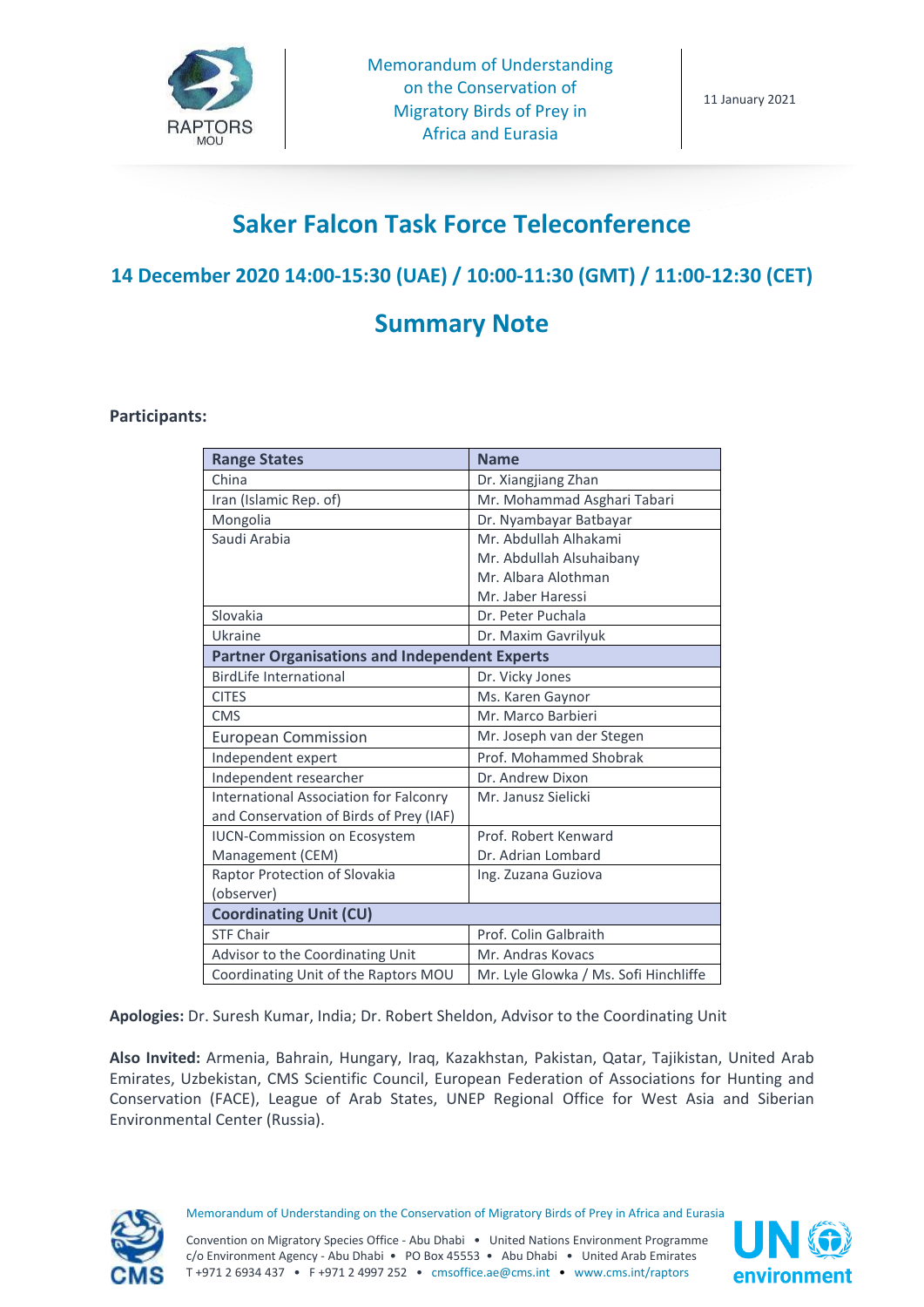Memorandum of Understanding on the Conservation of Migratory Birds of Prey in Africa and Eurasia

11 January 2021

# Saker Falcon Task Force Teleconference

## 14 December 2020 14:00-15:30 (UAE) / 10:00-11:30 (GMT) / 11:00-12:30 (CET)

## Summary Note

**Participants:**

| Range States | Name |
|---|---|
| China | Dr. Xiangjiang Zhan |
| Iran (Islamic Rep. of) | Mr. Mohammad Asghari Tabari |
| Mongolia | Dr. Nyambayar Batbayar |
| Saudi Arabia | Mr. Abdullah Alhakami<br>Mr. Abdullah Alsuhaibany<br>Mr. Albara Alothman<br>Mr. Jaber Haressi |
| Slovakia | Dr. Peter Puchala |
| Ukraine | Dr. Maxim Gavrilyuk |
| **Partner Organisations and Independent Experts** | |
| BirdLife International | Dr. Vicky Jones |
| CITES | Ms. Karen Gaynor |
| CMS | Mr. Marco Barbieri |
| European Commission | Mr. Joseph van der Stegen |
| Independent expert | Prof. Mohammed Shobrak |
| Independent researcher | Dr. Andrew Dixon |
| International Association for Falconry and Conservation of Birds of Prey (IAF) | Mr. Janusz Sielicki |
| IUCN-Commission on Ecosystem Management (CEM) | Prof. Robert Kenward<br>Dr. Adrian Lombard |
| Raptor Protection of Slovakia (observer) | Ing. Zuzana Guziova |
| **Coordinating Unit (CU)** | |
| STF Chair | Prof. Colin Galbraith |
| Advisor to the Coordinating Unit | Mr. Andras Kovacs |
| Coordinating Unit of the Raptors MOU | Mr. Lyle Glowka / Ms. Sofi Hinchliffe |

**Apologies:** Dr. Suresh Kumar, India; Dr. Robert Sheldon, Advisor to the Coordinating Unit

**Also Invited:** Armenia, Bahrain, Hungary, Iraq, Kazakhstan, Pakistan, Qatar, Tajikistan, United Arab Emirates, Uzbekistan, CMS Scientific Council, European Federation of Associations for Hunting and Conservation (FACE), League of Arab States, UNEP Regional Office for West Asia and Siberian Environmental Center (Russia).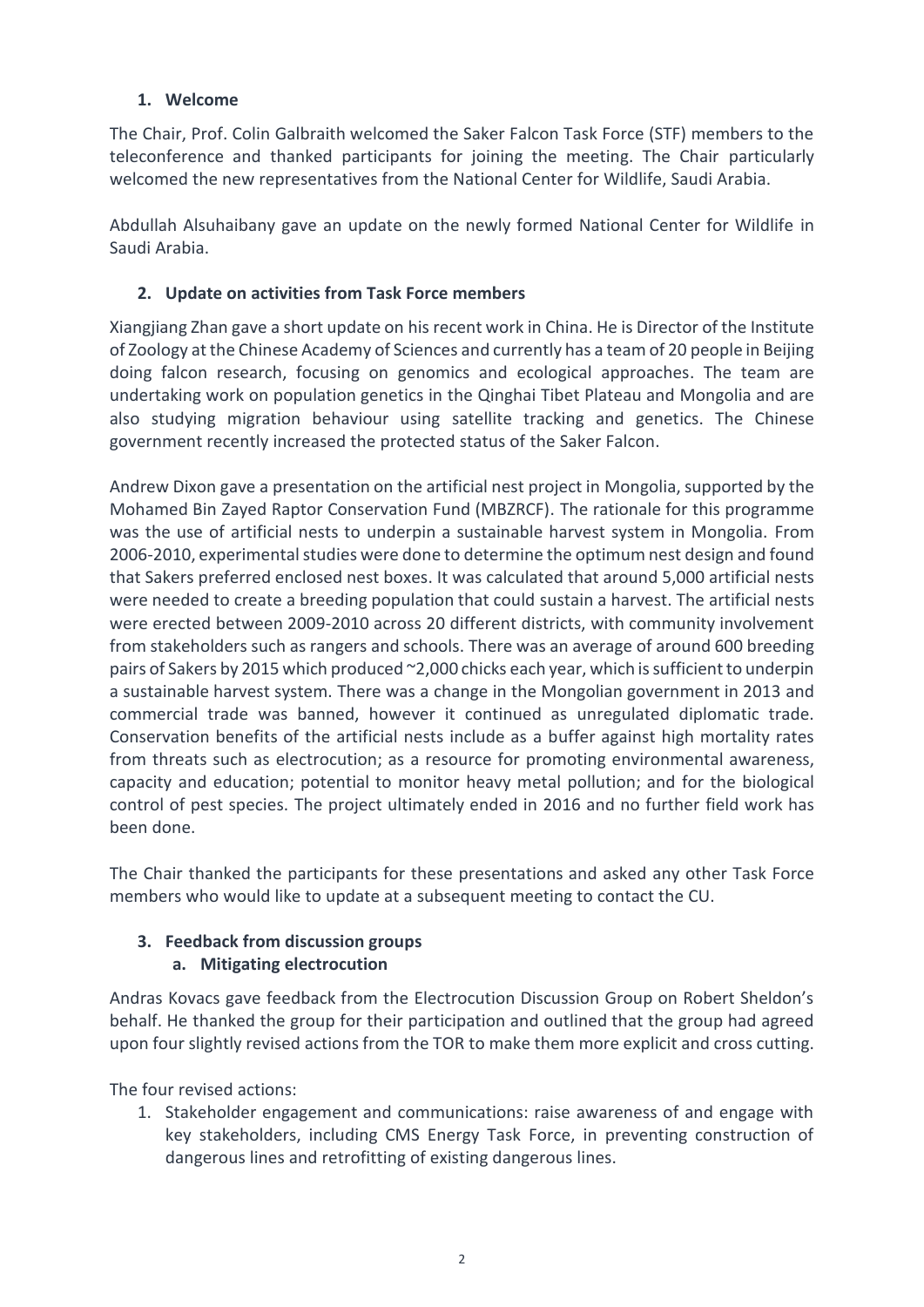## 1. Welcome

The Chair, Prof. Colin Galbraith welcomed the Saker Falcon Task Force (STF) members to the teleconference and thanked participants for joining the meeting. The Chair particularly welcomed the new representatives from the National Center for Wildlife, Saudi Arabia.

Abdullah Alsuhaibany gave an update on the newly formed National Center for Wildlife in Saudi Arabia.

## 2. Update on activities from Task Force members

Xiangjiang Zhan gave a short update on his recent work in China. He is Director of the Institute of Zoology at the Chinese Academy of Sciences and currently has a team of 20 people in Beijing doing falcon research, focusing on genomics and ecological approaches. The team are undertaking work on population genetics in the Qinghai Tibet Plateau and Mongolia and are also studying migration behaviour using satellite tracking and genetics. The Chinese government recently increased the protected status of the Saker Falcon.

Andrew Dixon gave a presentation on the artificial nest project in Mongolia, supported by the Mohamed Bin Zayed Raptor Conservation Fund (MBZRCF). The rationale for this programme was the use of artificial nests to underpin a sustainable harvest system in Mongolia. From 2006-2010, experimental studies were done to determine the optimum nest design and found that Sakers preferred enclosed nest boxes. It was calculated that around 5,000 artificial nests were needed to create a breeding population that could sustain a harvest. The artificial nests were erected between 2009-2010 across 20 different districts, with community involvement from stakeholders such as rangers and schools. There was an average of around 600 breeding pairs of Sakers by 2015 which produced ~2,000 chicks each year, which is sufficient to underpin a sustainable harvest system. There was a change in the Mongolian government in 2013 and commercial trade was banned, however it continued as unregulated diplomatic trade. Conservation benefits of the artificial nests include as a buffer against high mortality rates from threats such as electrocution; as a resource for promoting environmental awareness, capacity and education; potential to monitor heavy metal pollution; and for the biological control of pest species. The project ultimately ended in 2016 and no further field work has been done.

The Chair thanked the participants for these presentations and asked any other Task Force members who would like to update at a subsequent meeting to contact the CU.

## 3. Feedback from discussion groups

### a. Mitigating electrocution

Andras Kovacs gave feedback from the Electrocution Discussion Group on Robert Sheldon's behalf. He thanked the group for their participation and outlined that the group had agreed upon four slightly revised actions from the TOR to make them more explicit and cross cutting.

The four revised actions:

1. Stakeholder engagement and communications: raise awareness of and engage with key stakeholders, including CMS Energy Task Force, in preventing construction of dangerous lines and retrofitting of existing dangerous lines.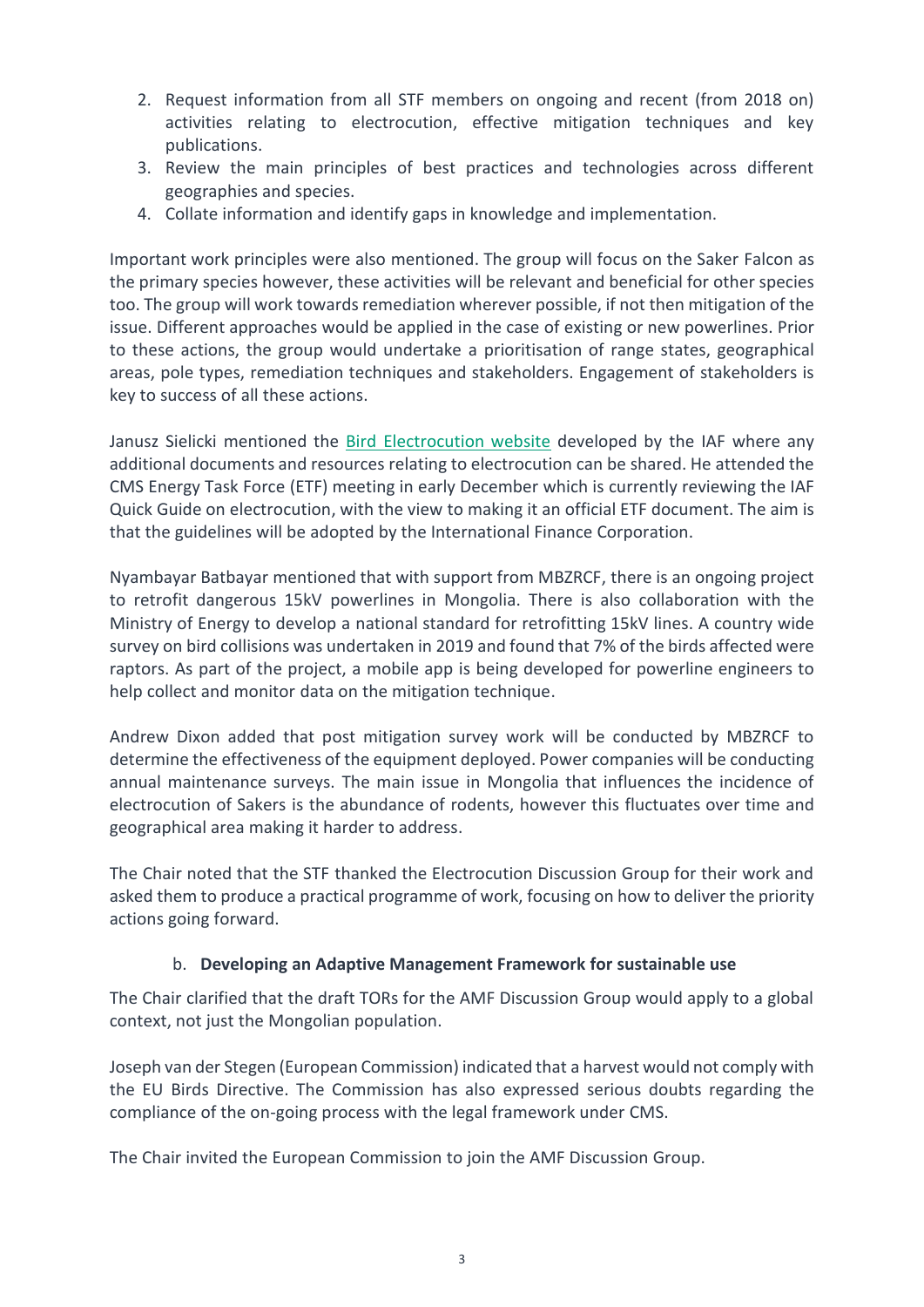2. Request information from all STF members on ongoing and recent (from 2018 on) activities relating to electrocution, effective mitigation techniques and key publications.
3. Review the main principles of best practices and technologies across different geographies and species.
4. Collate information and identify gaps in knowledge and implementation.

Important work principles were also mentioned. The group will focus on the Saker Falcon as the primary species however, these activities will be relevant and beneficial for other species too. The group will work towards remediation wherever possible, if not then mitigation of the issue. Different approaches would be applied in the case of existing or new powerlines. Prior to these actions, the group would undertake a prioritisation of range states, geographical areas, pole types, remediation techniques and stakeholders. Engagement of stakeholders is key to success of all these actions.

Janusz Sielicki mentioned the Bird Electrocution website developed by the IAF where any additional documents and resources relating to electrocution can be shared. He attended the CMS Energy Task Force (ETF) meeting in early December which is currently reviewing the IAF Quick Guide on electrocution, with the view to making it an official ETF document. The aim is that the guidelines will be adopted by the International Finance Corporation.

Nyambayar Batbayar mentioned that with support from MBZRCF, there is an ongoing project to retrofit dangerous 15kV powerlines in Mongolia. There is also collaboration with the Ministry of Energy to develop a national standard for retrofitting 15kV lines. A country wide survey on bird collisions was undertaken in 2019 and found that 7% of the birds affected were raptors. As part of the project, a mobile app is being developed for powerline engineers to help collect and monitor data on the mitigation technique.

Andrew Dixon added that post mitigation survey work will be conducted by MBZRCF to determine the effectiveness of the equipment deployed. Power companies will be conducting annual maintenance surveys. The main issue in Mongolia that influences the incidence of electrocution of Sakers is the abundance of rodents, however this fluctuates over time and geographical area making it harder to address.

The Chair noted that the STF thanked the Electrocution Discussion Group for their work and asked them to produce a practical programme of work, focusing on how to deliver the priority actions going forward.

b. **Developing an Adaptive Management Framework for sustainable use**

The Chair clarified that the draft TORs for the AMF Discussion Group would apply to a global context, not just the Mongolian population.

Joseph van der Stegen (European Commission) indicated that a harvest would not comply with the EU Birds Directive. The Commission has also expressed serious doubts regarding the compliance of the on-going process with the legal framework under CMS.

The Chair invited the European Commission to join the AMF Discussion Group.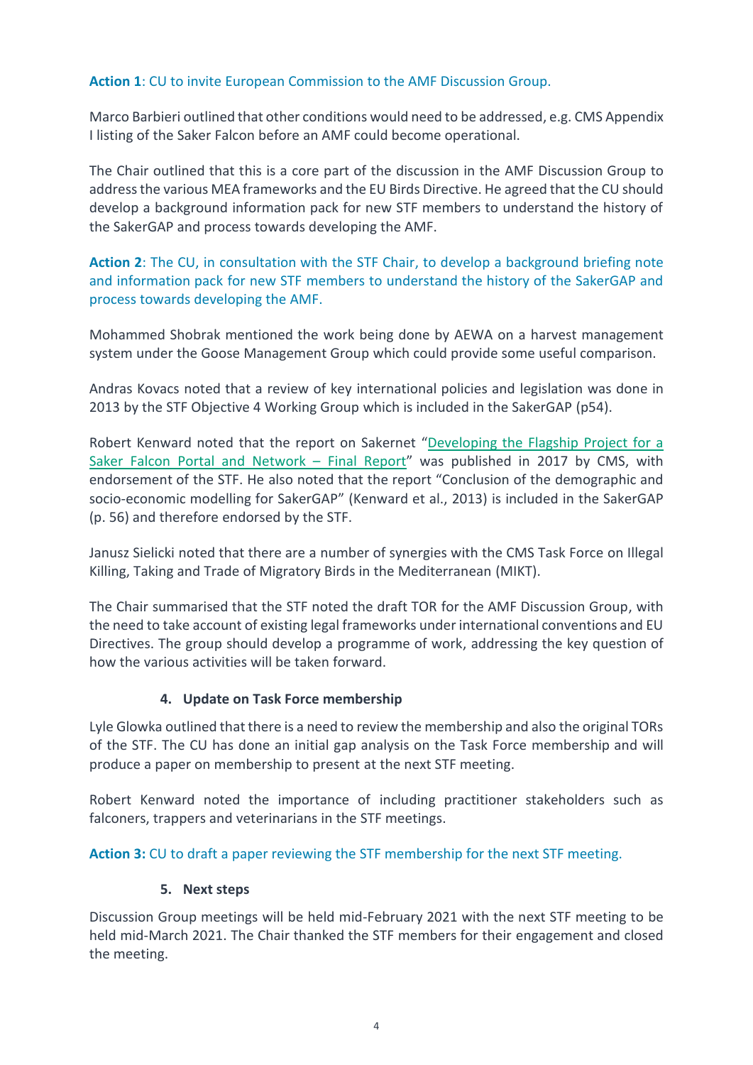**Action 1**: CU to invite European Commission to the AMF Discussion Group.

Marco Barbieri outlined that other conditions would need to be addressed, e.g. CMS Appendix I listing of the Saker Falcon before an AMF could become operational.

The Chair outlined that this is a core part of the discussion in the AMF Discussion Group to address the various MEA frameworks and the EU Birds Directive. He agreed that the CU should develop a background information pack for new STF members to understand the history of the SakerGAP and process towards developing the AMF.

**Action 2**: The CU, in consultation with the STF Chair, to develop a background briefing note and information pack for new STF members to understand the history of the SakerGAP and process towards developing the AMF.

Mohammed Shobrak mentioned the work being done by AEWA on a harvest management system under the Goose Management Group which could provide some useful comparison.

Andras Kovacs noted that a review of key international policies and legislation was done in 2013 by the STF Objective 4 Working Group which is included in the SakerGAP (p54).

Robert Kenward noted that the report on Sakernet "Developing the Flagship Project for a Saker Falcon Portal and Network – Final Report" was published in 2017 by CMS, with endorsement of the STF. He also noted that the report "Conclusion of the demographic and socio-economic modelling for SakerGAP" (Kenward et al., 2013) is included in the SakerGAP (p. 56) and therefore endorsed by the STF.

Janusz Sielicki noted that there are a number of synergies with the CMS Task Force on Illegal Killing, Taking and Trade of Migratory Birds in the Mediterranean (MIKT).

The Chair summarised that the STF noted the draft TOR for the AMF Discussion Group, with the need to take account of existing legal frameworks under international conventions and EU Directives. The group should develop a programme of work, addressing the key question of how the various activities will be taken forward.

## 4. Update on Task Force membership

Lyle Glowka outlined that there is a need to review the membership and also the original TORs of the STF. The CU has done an initial gap analysis on the Task Force membership and will produce a paper on membership to present at the next STF meeting.

Robert Kenward noted the importance of including practitioner stakeholders such as falconers, trappers and veterinarians in the STF meetings.

**Action 3:** CU to draft a paper reviewing the STF membership for the next STF meeting.

## 5. Next steps

Discussion Group meetings will be held mid-February 2021 with the next STF meeting to be held mid-March 2021. The Chair thanked the STF members for their engagement and closed the meeting.